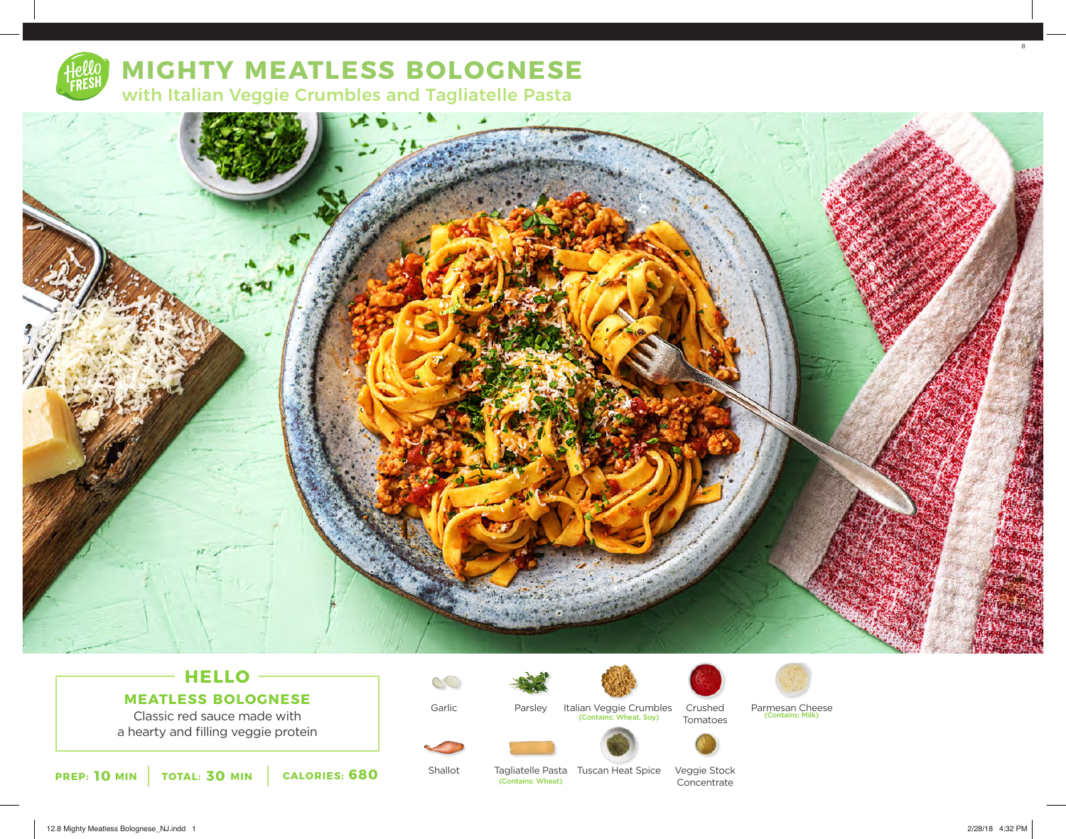# MIGHTY MEATLESS BOLOGNESE

## with Italian Veggie Crumbles and Tagliatelle Pasta

### HELLO

**MEATLESS BOLOGNESE**

Classic red sauce made with a hearty and filling veggie protein

**PREP: 10 MIN** | **TOTAL: 30 MIN** | **CALORIES: 680**

- Garlic
- Parsley
- Italian Veggie Crumbles (Contains: Wheat, Soy)
- Crushed Tomatoes
- Parmesan Cheese (Contains: Milk)
- Shallot
- Tagliatelle Pasta (Contains: Wheat)
- Tuscan Heat Spice
- Veggie Stock Concentrate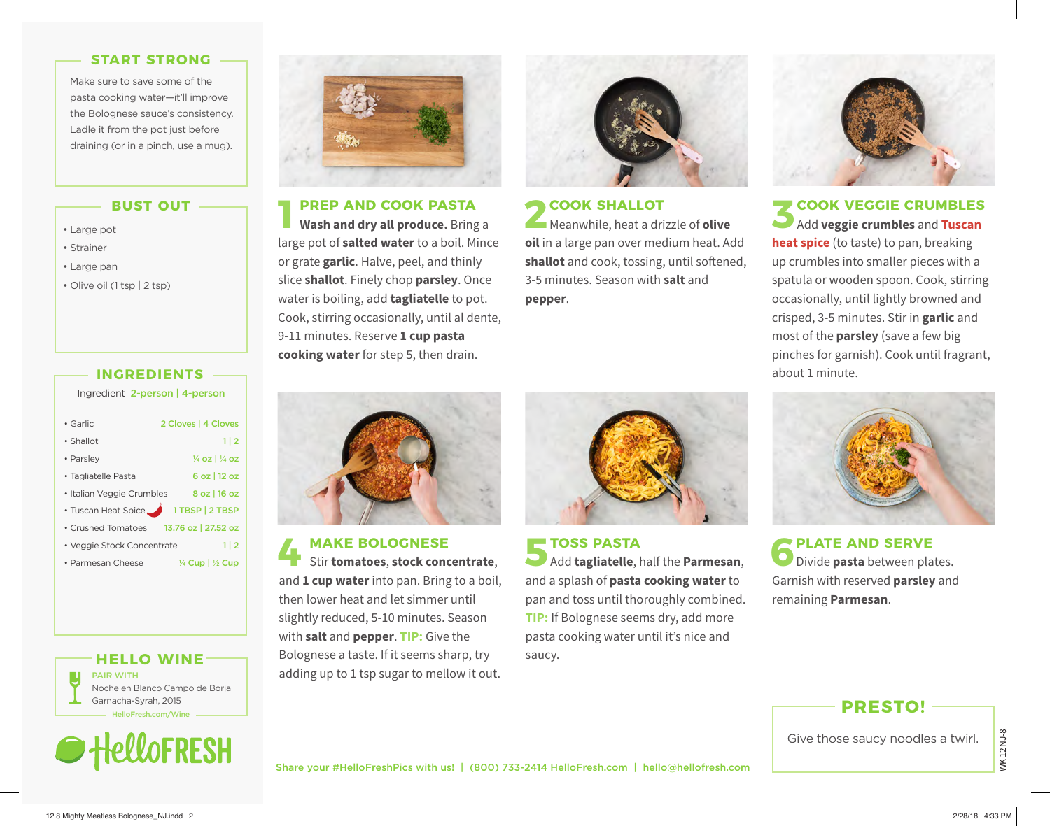## START STRONG

Make sure to save some of the pasta cooking water—it'll improve the Bolognese sauce's consistency. Ladle it from the pot just before draining (or in a pinch, use a mug).

## BUST OUT

- Large pot
- Strainer
- Large pan
- Olive oil (1 tsp | 2 tsp)

## INGREDIENTS

| Ingredient | 2-person \| 4-person |
| --- | --- |
| Garlic | 2 Cloves \| 4 Cloves |
| Shallot | 1 \| 2 |
| Parsley | ¼ oz \| ¼ oz |
| Tagliatelle Pasta | 6 oz \| 12 oz |
| Italian Veggie Crumbles | 8 oz \| 16 oz |
| Tuscan Heat Spice | 1 TBSP \| 2 TBSP |
| Crushed Tomatoes | 13.76 oz \| 27.52 oz |
| Veggie Stock Concentrate | 1 \| 2 |
| Parmesan Cheese | ¼ Cup \| ½ Cup |

## HELLO WINE

PAIR WITH
Noche en Blanco Campo de Borja Garnacha-Syrah, 2015
HelloFresh.com/Wine

HelloFRESH

## 1 PREP AND COOK PASTA

**Wash and dry all produce.** Bring a large pot of **salted water** to a boil. Mince or grate **garlic**. Halve, peel, and thinly slice **shallot**. Finely chop **parsley**. Once water is boiling, add **tagliatelle** to pot. Cook, stirring occasionally, until al dente, 9-11 minutes. Reserve **1 cup pasta cooking water** for step 5, then drain.

## 2 COOK SHALLOT

Meanwhile, heat a drizzle of **olive oil** in a large pan over medium heat. Add **shallot** and cook, tossing, until softened, 3-5 minutes. Season with **salt** and **pepper**.

## 3 COOK VEGGIE CRUMBLES

Add **veggie crumbles** and **Tuscan heat spice** (to taste) to pan, breaking up crumbles into smaller pieces with a spatula or wooden spoon. Cook, stirring occasionally, until lightly browned and crisped, 3-5 minutes. Stir in **garlic** and most of the **parsley** (save a few big pinches for garnish). Cook until fragrant, about 1 minute.

## 4 MAKE BOLOGNESE

Stir **tomatoes**, **stock concentrate**, and **1 cup water** into pan. Bring to a boil, then lower heat and let simmer until slightly reduced, 5-10 minutes. Season with **salt** and **pepper**. **TIP:** Give the Bolognese a taste. If it seems sharp, try adding up to 1 tsp sugar to mellow it out.

## 5 TOSS PASTA

Add **tagliatelle**, half the **Parmesan**, and a splash of **pasta cooking water** to pan and toss until thoroughly combined. **TIP:** If Bolognese seems dry, add more pasta cooking water until it's nice and saucy.

## 6 PLATE AND SERVE

Divide **pasta** between plates. Garnish with reserved **parsley** and remaining **Parmesan**.

## PRESTO!

Give those saucy noodles a twirl.

Share your #HelloFreshPics with us! | (800) 733-2414 HelloFresh.com | hello@hellofresh.com

WK12NJ-8